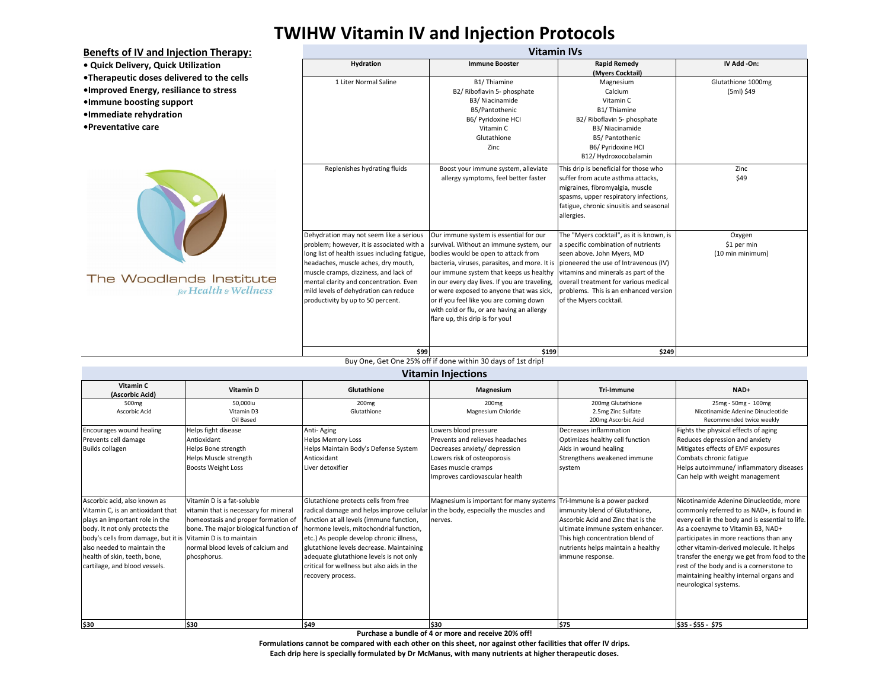# TWIHW Vitamin IV and Injection Protocols

## Benefits of IV and Injection Therapy:

- Quick Delivery, Quick Utilization
- Therapeutic doses delivered to the cells
- Improved Energy, resiliance to stress
- Immune boosting support
- Immediate rehydration
- Preventative care

The Woodlands Institute *for Health & Wellness*

## Vitamin IVs

| Hydration | Immune Booster | Rapid Remedy (Myers Cocktail) | IV Add -On: |
|---|---|---|---|
| 1 Liter Normal Saline | B1/ Thiamine<br>B2/ Riboflavin 5- phosphate<br>B3/ Niacinamide<br>B5/Pantothenic<br>B6/ Pyridoxine HCl<br>Vitamin C<br>Glutathione<br>Zinc | Magnesium<br>Calcium<br>Vitamin C<br>B1/ Thiamine<br>B2/ Riboflavin 5- phosphate<br>B3/ Niacinamide<br>B5/ Pantothenic<br>B6/ Pyridoxine HCl<br>B12/ Hydroxocobalamin | Glutathione 1000mg<br>(5ml) $49 |
| Replenishes hydrating fluids | Boost your immune system, alleviate allergy symptoms, feel better faster | This drip is beneficial for those who suffer from acute asthma attacks, migraines, fibromyalgia, muscle spasms, upper respiratory infections, fatigue, chronic sinusitis and seasonal allergies. | Zinc<br>$49 |
| Dehydration may not seem like a serious problem; however, it is associated with a long list of health issues including fatigue, headaches, muscle aches, dry mouth, muscle cramps, dizziness, and lack of mental clarity and concentration. Even mild levels of dehydration can reduce productivity by up to 50 percent. | Our immune system is essential for our survival. Without an immune system, our bodies would be open to attack from bacteria, viruses, parasites, and more. It is our immune system that keeps us healthy in our every day lives. If you are traveling, or were exposed to anyone that was sick, or if you feel like you are coming down with cold or flu, or are having an allergy flare up, this drip is for you! | The "Myers cocktail", as it is known, is a specific combination of nutrients seen above. John Myers, MD pioneered the use of Intravenous (IV) vitamins and minerals as part of the overall treatment for various medical problems. This is an enhanced version of the Myers cocktail. | Oxygen<br>$1 per min<br>(10 min minimum) |
| $99 | $199 | $249 | |

Buy One, Get One 25% off if done within 30 days of 1st drip!

## Vitamin Injections

| Vitamin C (Ascorbic Acid) | Vitamin D | Glutathione | Magnesium | Tri-Immune | NAD+ |
|---|---|---|---|---|---|
| 500mg<br>Ascorbic Acid | 50,000iu<br>Vitamin D3<br>Oil Based | 200mg<br>Glutathione | 200mg<br>Magnesium Chloride | 200mg Glutathione<br>2.5mg Zinc Sulfate<br>200mg Ascorbic Acid | 25mg - 50mg - 100mg<br>Nicotinamide Adenine Dinucleotide<br>Recommended twice weekly |
| Encourages wound healing<br>Prevents cell damage<br>Builds collagen | Helps fight disease<br>Antioxidant<br>Helps Bone strength<br>Helps Muscle strength<br>Boosts Weight Loss | Anti- Aging<br>Helps Memory Loss<br>Helps Maintain Body's Defense System<br>Antioxidant<br>Liver detoxifier | Lowers blood pressure<br>Prevents and relieves headaches<br>Decreases anxiety/ depression<br>Lowers risk of osteoporosis<br>Eases muscle cramps<br>Improves cardiovascular health | Decreases inflammation<br>Optimizes healthy cell function<br>Aids in wound healing<br>Strengthens weakened immune system | Fights the physical effects of aging<br>Reduces depression and anxiety<br>Mitigates effects of EMF exposures<br>Combats chronic fatigue<br>Helps autoimmune/ inflammatory diseases<br>Can help with weight management |
| Ascorbic acid, also known as Vitamin C, is an antioxidant that plays an important role in the body. It not only protects the body's cells from damage, but it is also needed to maintain the health of skin, teeth, bone, cartilage, and blood vessels. | Vitamin D is a fat-soluble vitamin that is necessary for mineral homeostasis and proper formation of bone. The major biological function of Vitamin D is to maintain normal blood levels of calcium and phosphorus. | Glutathione protects cells from free radical damage and helps improve cellular function at all levels (immune function, hormone levels, mitochondrial function, etc.) As people develop chronic illness, glutathione levels decrease. Maintaining adequate glutathione levels is not only critical for wellness but also aids in the recovery process. | Magnesium is important for many systems in the body, especially the muscles and nerves. | Tri-Immune is a power packed immunity blend of Glutathione, Ascorbic Acid and Zinc that is the ultimate immune system enhancer. This high concentration blend of nutrients helps maintain a healthy immune response. | Nicotinamide Adenine Dinucleotide, more commonly referred to as NAD+, is found in every cell in the body and is essential to life. As a coenzyme to Vitamin B3, NAD+ participates in more reactions than any other vitamin-derived molecule. It helps transfer the energy we get from food to the rest of the body and is a cornerstone to maintaining healthy internal organs and neurological systems. |
| $30 | $30 | $49 | $30 | $75 | $35 - $55 - $75 |

**Purchase a bundle of 4 or more and receive 20% off!**

**Formulations cannot be compared with each other on this sheet, nor against other facilities that offer IV drips.**

**Each drip here is specially formulated by Dr McManus, with many nutrients at higher therapeutic doses.**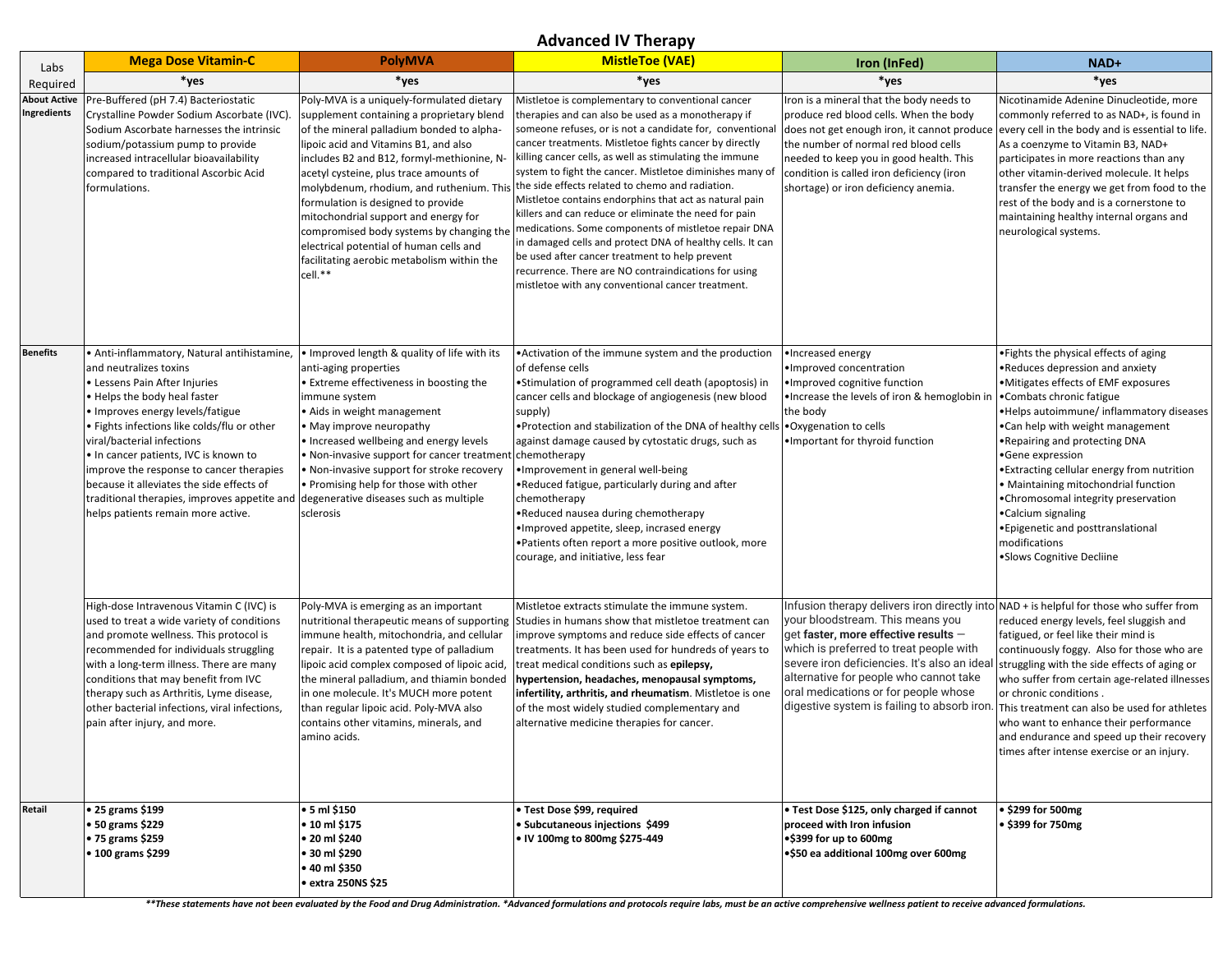# Advanced IV Therapy

| Labs Required | Mega Dose Vitamin-C | PolyMVA | MistleToe (VAE) | Iron (InFed) | NAD+ |
|---|---|---|---|---|---|
| | *yes | *yes | *yes | *yes | *yes |
| **About Active Ingredients** | Pre-Buffered (pH 7.4) Bacteriostatic Crystalline Powder Sodium Ascorbate (IVC). Sodium Ascorbate harnesses the intrinsic sodium/potassium pump to provide increased intracellular bioavailability compared to traditional Ascorbic Acid formulations. | Poly-MVA is a uniquely-formulated dietary supplement containing a proprietary blend of the mineral palladium bonded to alpha-lipoic acid and Vitamins B1, and also includes B2 and B12, formyl-methionine, N-acetyl cysteine, plus trace amounts of molybdenum, rhodium, and ruthenium. This formulation is designed to provide mitochondrial support and energy for compromised body systems by changing the electrical potential of human cells and facilitating aerobic metabolism within the cell.** | Mistletoe is complementary to conventional cancer therapies and can also be used as a monotherapy if someone refuses, or is not a candidate for, conventional cancer treatments. Mistletoe fights cancer by directly killing cancer cells, as well as stimulating the immune system to fight the cancer. Mistletoe diminishes many of the side effects related to chemo and radiation. Mistletoe contains endorphins that act as natural pain killers and can reduce or eliminate the need for pain medications. Some components of mistletoe repair DNA in damaged cells and protect DNA of healthy cells. It can be used after cancer treatment to help prevent recurrence. There are NO contraindications for using mistletoe with any conventional cancer treatment. | Iron is a mineral that the body needs to produce red blood cells. When the body does not get enough iron, it cannot produce the number of normal red blood cells needed to keep you in good health. This condition is called iron deficiency (iron shortage) or iron deficiency anemia. | Nicotinamide Adenine Dinucleotide, more commonly referred to as NAD+, is found in every cell in the body and is essential to life. As a coenzyme to Vitamin B3, NAD+ participates in more reactions than any other vitamin-derived molecule. It helps transfer the energy we get from food to the rest of the body and is a cornerstone to maintaining healthy internal organs and neurological systems. |
| **Benefits** | • Anti-inflammatory, Natural antihistamine, and neutralizes toxins<br>• Lessens Pain After Injuries<br>• Helps the body heal faster<br>• Improves energy levels/fatigue<br>• Fights infections like colds/flu or other viral/bacterial infections<br>• In cancer patients, IVC is known to improve the response to cancer therapies because it alleviates the side effects of traditional therapies, improves appetite and helps patients remain more active. | • Improved length & quality of life with its anti-aging properties<br>• Extreme effectiveness in boosting the immune system<br>• Aids in weight management<br>• May improve neuropathy<br>• Increased wellbeing and energy levels<br>• Non-invasive support for cancer treatment<br>• Non-invasive support for stroke recovery<br>• Promising help for those with other degenerative diseases such as multiple sclerosis | •Activation of the immune system and the production of defense cells<br>•Stimulation of programmed cell death (apoptosis) in cancer cells and blockage of angiogenesis (new blood supply)<br>•Protection and stabilization of the DNA of healthy cells against damage caused by cytostatic drugs, such as chemotherapy<br>•Improvement in general well-being<br>•Reduced fatigue, particularly during and after chemotherapy<br>•Reduced nausea during chemotherapy<br>•Improved appetite, sleep, incrased energy<br>•Patients often report a more positive outlook, more courage, and initiative, less fear | •Increased energy<br>•Improved concentration<br>•Improved cognitive function<br>•Increase the levels of iron & hemoglobin in the body<br>•Oxygenation to cells<br>•Important for thyroid function | •Fights the physical effects of aging<br>•Reduces depression and anxiety<br>•Mitigates effects of EMF exposures<br>•Combats chronic fatigue<br>•Helps autoimmune/ inflammatory diseases<br>•Can help with weight management<br>•Repairing and protecting DNA<br>•Gene expression<br>•Extracting cellular energy from nutrition<br>• Maintaining mitochondrial function<br>•Chromosomal integrity preservation<br>•Calcium signaling<br>•Epigenetic and posttranslational modifications<br>•Slows Cognitive Decliine |
| | High-dose Intravenous Vitamin C (IVC) is used to treat a wide variety of conditions and promote wellness. This protocol is recommended for individuals struggling with a long-term illness. There are many conditions that may benefit from IVC therapy such as Arthritis, Lyme disease, other bacterial infections, viral infections, pain after injury, and more. | Poly-MVA is emerging as an important nutritional therapeutic means of supporting immune health, mitochondria, and cellular repair. It is a patented type of palladium lipoic acid complex composed of lipoic acid, the mineral palladium, and thiamin bonded in one molecule. It's MUCH more potent than regular lipoic acid. Poly-MVA also contains other vitamins, minerals, and amino acids. | Mistletoe extracts stimulate the immune system. Studies in humans show that mistletoe treatment can improve symptoms and reduce side effects of cancer treatments. It has been used for hundreds of years to treat medical conditions such as **epilepsy, hypertension, headaches, menopausal symptoms, infertility, arthritis, and rheumatism**. Mistletoe is one of the most widely studied complementary and alternative medicine therapies for cancer. | Infusion therapy delivers iron directly into your bloodstream. This means you get **faster, more effective results** — which is preferred to treat people with severe iron deficiencies. It's also an ideal alternative for people who cannot take oral medications or for people whose digestive system is failing to absorb iron. | NAD + is helpful for those who suffer from reduced energy levels, feel sluggish and fatigued, or feel like their mind is continuously foggy. Also for those who are struggling with the side effects of aging or who suffer from certain age-related illnesses or chronic conditions .<br>This treatment can also be used for athletes who want to enhance their performance and endurance and speed up their recovery times after intense exercise or an injury. |
| **Retail** | **• 25 grams $199<br>• 50 grams $229<br>• 75 grams $259<br>• 100 grams $299** | **• 5 ml $150<br>• 10 ml $175<br>• 20 ml $240<br>• 30 ml $290<br>• 40 ml $350<br>• extra 250NS $25** | **• Test Dose $99, required<br>• Subcutaneous injections $499<br>• IV 100mg to 800mg $275-449** | **• Test Dose $125, only charged if cannot proceed with Iron infusion<br>•$399 for up to 600mg<br>•$50 ea additional 100mg over 600mg** | **• $299 for 500mg<br>• $399 for 750mg** |

***These statements have not been evaluated by the Food and Drug Administration. *Advanced formulations and protocols require labs, must be an active comprehensive wellness patient to receive advanced formulations.***